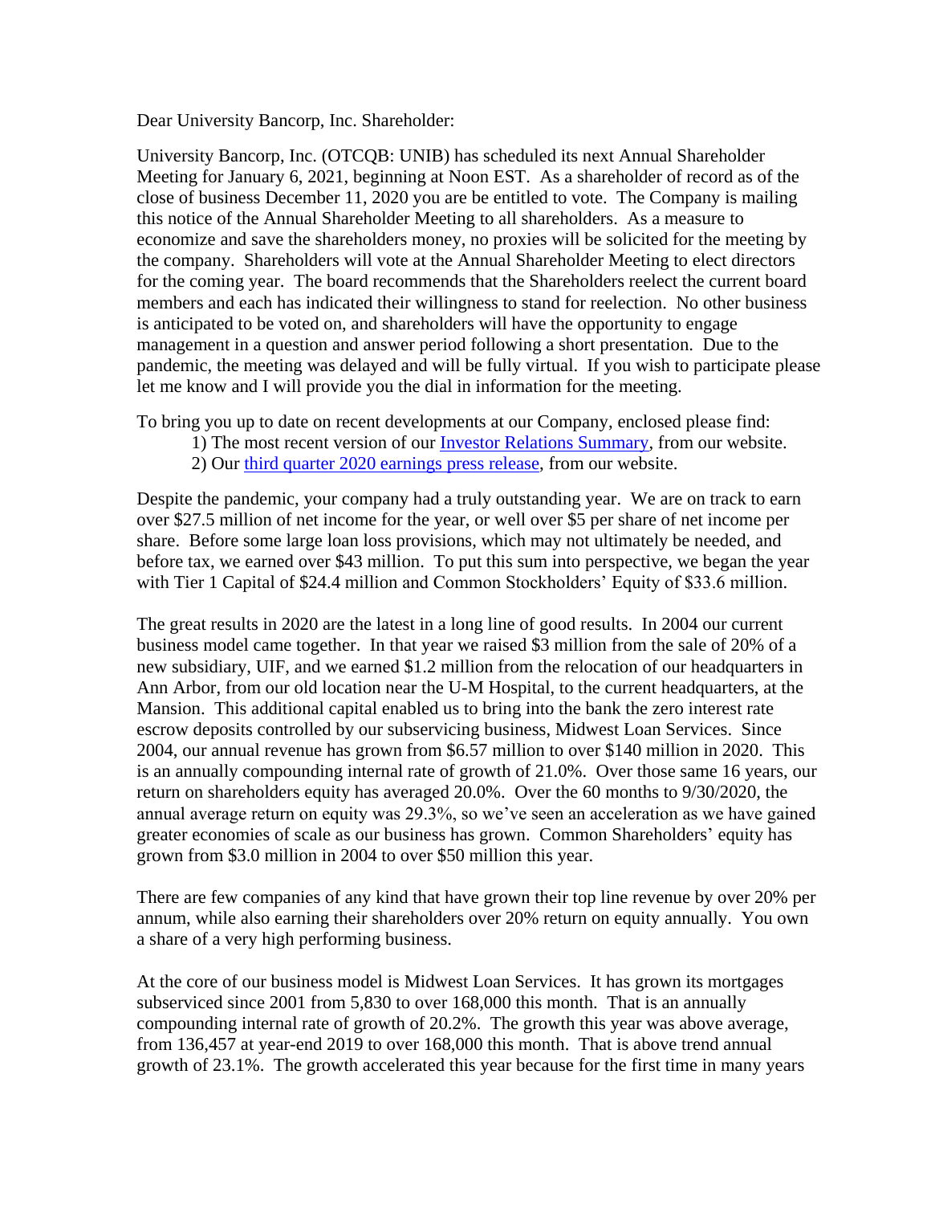Dear University Bancorp, Inc. Shareholder:

University Bancorp, Inc. (OTCQB: UNIB) has scheduled its next Annual Shareholder Meeting for January 6, 2021, beginning at Noon EST. As a shareholder of record as of the close of business December 11, 2020 you are be entitled to vote. The Company is mailing this notice of the Annual Shareholder Meeting to all shareholders. As a measure to economize and save the shareholders money, no proxies will be solicited for the meeting by the company. Shareholders will vote at the Annual Shareholder Meeting to elect directors for the coming year. The board recommends that the Shareholders reelect the current board members and each has indicated their willingness to stand for reelection. No other business is anticipated to be voted on, and shareholders will have the opportunity to engage management in a question and answer period following a short presentation. Due to the pandemic, the meeting was delayed and will be fully virtual. If you wish to participate please let me know and I will provide you the dial in information for the meeting.

To bring you up to date on recent developments at our Company, enclosed please find:

1) The most recent version of our [Investor Relations Summary], from our website.
2) Our [third quarter 2020 earnings press release], from our website.

Despite the pandemic, your company had a truly outstanding year. We are on track to earn over $27.5 million of net income for the year, or well over $5 per share of net income per share. Before some large loan loss provisions, which may not ultimately be needed, and before tax, we earned over $43 million. To put this sum into perspective, we began the year with Tier 1 Capital of $24.4 million and Common Stockholders' Equity of $33.6 million.

The great results in 2020 are the latest in a long line of good results. In 2004 our current business model came together. In that year we raised $3 million from the sale of 20% of a new subsidiary, UIF, and we earned $1.2 million from the relocation of our headquarters in Ann Arbor, from our old location near the U-M Hospital, to the current headquarters, at the Mansion. This additional capital enabled us to bring into the bank the zero interest rate escrow deposits controlled by our subservicing business, Midwest Loan Services. Since 2004, our annual revenue has grown from $6.57 million to over $140 million in 2020. This is an annually compounding internal rate of growth of 21.0%. Over those same 16 years, our return on shareholders equity has averaged 20.0%. Over the 60 months to 9/30/2020, the annual average return on equity was 29.3%, so we've seen an acceleration as we have gained greater economies of scale as our business has grown. Common Shareholders' equity has grown from $3.0 million in 2004 to over $50 million this year.

There are few companies of any kind that have grown their top line revenue by over 20% per annum, while also earning their shareholders over 20% return on equity annually. You own a share of a very high performing business.

At the core of our business model is Midwest Loan Services. It has grown its mortgages subserviced since 2001 from 5,830 to over 168,000 this month. That is an annually compounding internal rate of growth of 20.2%. The growth this year was above average, from 136,457 at year-end 2019 to over 168,000 this month. That is above trend annual growth of 23.1%. The growth accelerated this year because for the first time in many years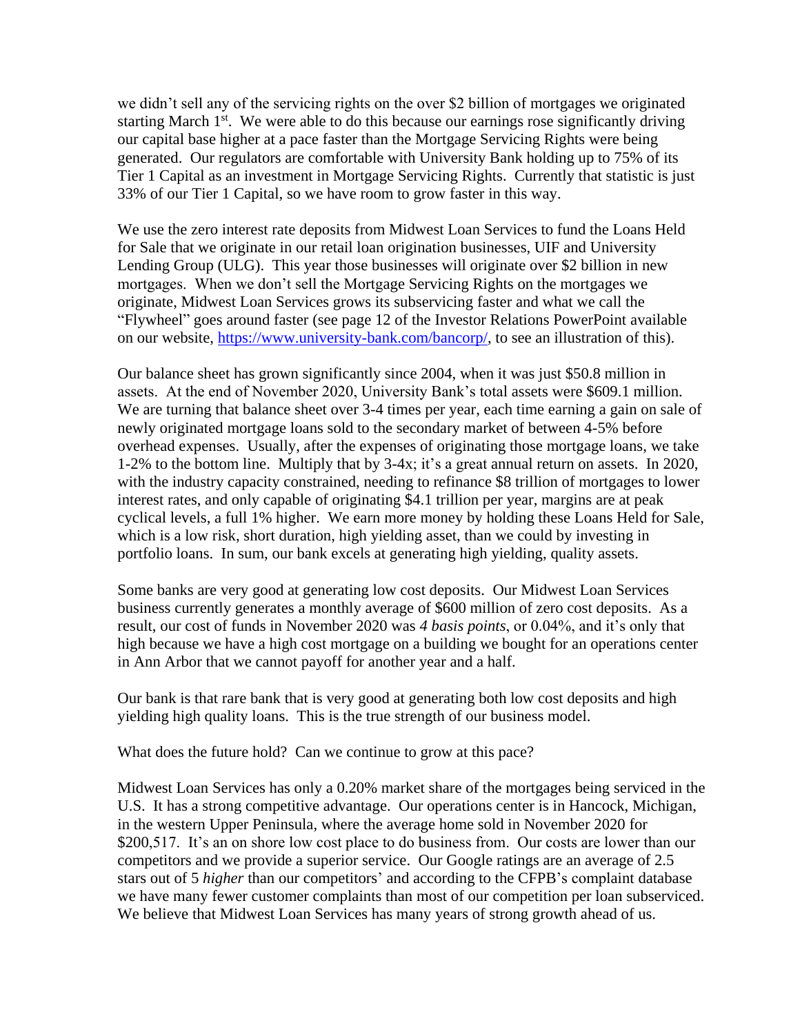we didn't sell any of the servicing rights on the over $2 billion of mortgages we originated starting March 1st. We were able to do this because our earnings rose significantly driving our capital base higher at a pace faster than the Mortgage Servicing Rights were being generated. Our regulators are comfortable with University Bank holding up to 75% of its Tier 1 Capital as an investment in Mortgage Servicing Rights. Currently that statistic is just 33% of our Tier 1 Capital, so we have room to grow faster in this way.

We use the zero interest rate deposits from Midwest Loan Services to fund the Loans Held for Sale that we originate in our retail loan origination businesses, UIF and University Lending Group (ULG). This year those businesses will originate over $2 billion in new mortgages. When we don't sell the Mortgage Servicing Rights on the mortgages we originate, Midwest Loan Services grows its subservicing faster and what we call the "Flywheel" goes around faster (see page 12 of the Investor Relations PowerPoint available on our website, [https://www.university-bank.com/bancorp/](https://www.university-bank.com/bancorp/), to see an illustration of this).

Our balance sheet has grown significantly since 2004, when it was just $50.8 million in assets. At the end of November 2020, University Bank's total assets were $609.1 million. We are turning that balance sheet over 3-4 times per year, each time earning a gain on sale of newly originated mortgage loans sold to the secondary market of between 4-5% before overhead expenses. Usually, after the expenses of originating those mortgage loans, we take 1-2% to the bottom line. Multiply that by 3-4x; it's a great annual return on assets. In 2020, with the industry capacity constrained, needing to refinance $8 trillion of mortgages to lower interest rates, and only capable of originating $4.1 trillion per year, margins are at peak cyclical levels, a full 1% higher. We earn more money by holding these Loans Held for Sale, which is a low risk, short duration, high yielding asset, than we could by investing in portfolio loans. In sum, our bank excels at generating high yielding, quality assets.

Some banks are very good at generating low cost deposits. Our Midwest Loan Services business currently generates a monthly average of $600 million of zero cost deposits. As a result, our cost of funds in November 2020 was *4 basis points*, or 0.04%, and it's only that high because we have a high cost mortgage on a building we bought for an operations center in Ann Arbor that we cannot payoff for another year and a half.

Our bank is that rare bank that is very good at generating both low cost deposits and high yielding high quality loans. This is the true strength of our business model.

What does the future hold? Can we continue to grow at this pace?

Midwest Loan Services has only a 0.20% market share of the mortgages being serviced in the U.S. It has a strong competitive advantage. Our operations center is in Hancock, Michigan, in the western Upper Peninsula, where the average home sold in November 2020 for $200,517. It's an on shore low cost place to do business from. Our costs are lower than our competitors and we provide a superior service. Our Google ratings are an average of 2.5 stars out of 5 *higher* than our competitors' and according to the CFPB's complaint database we have many fewer customer complaints than most of our competition per loan subserviced. We believe that Midwest Loan Services has many years of strong growth ahead of us.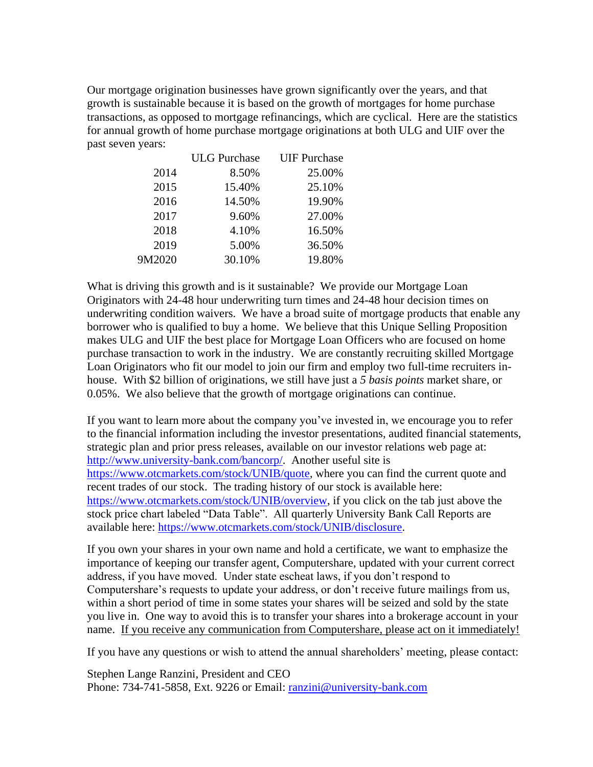Our mortgage origination businesses have grown significantly over the years, and that growth is sustainable because it is based on the growth of mortgages for home purchase transactions, as opposed to mortgage refinancings, which are cyclical. Here are the statistics for annual growth of home purchase mortgage originations at both ULG and UIF over the past seven years:

| | ULG Purchase | UIF Purchase |
|---|---|---|
| 2014 | 8.50% | 25.00% |
| 2015 | 15.40% | 25.10% |
| 2016 | 14.50% | 19.90% |
| 2017 | 9.60% | 27.00% |
| 2018 | 4.10% | 16.50% |
| 2019 | 5.00% | 36.50% |
| 9M2020 | 30.10% | 19.80% |

What is driving this growth and is it sustainable? We provide our Mortgage Loan Originators with 24-48 hour underwriting turn times and 24-48 hour decision times on underwriting condition waivers. We have a broad suite of mortgage products that enable any borrower who is qualified to buy a home. We believe that this Unique Selling Proposition makes ULG and UIF the best place for Mortgage Loan Officers who are focused on home purchase transaction to work in the industry. We are constantly recruiting skilled Mortgage Loan Originators who fit our model to join our firm and employ two full-time recruiters in-house. With $2 billion of originations, we still have just a *5 basis points* market share, or 0.05%. We also believe that the growth of mortgage originations can continue.

If you want to learn more about the company you've invested in, we encourage you to refer to the financial information including the investor presentations, audited financial statements, strategic plan and prior press releases, available on our investor relations web page at: http://www.university-bank.com/bancorp/. Another useful site is https://www.otcmarkets.com/stock/UNIB/quote, where you can find the current quote and recent trades of our stock. The trading history of our stock is available here: https://www.otcmarkets.com/stock/UNIB/overview, if you click on the tab just above the stock price chart labeled "Data Table". All quarterly University Bank Call Reports are available here: https://www.otcmarkets.com/stock/UNIB/disclosure.

If you own your shares in your own name and hold a certificate, we want to emphasize the importance of keeping our transfer agent, Computershare, updated with your current correct address, if you have moved. Under state escheat laws, if you don't respond to Computershare's requests to update your address, or don't receive future mailings from us, within a short period of time in some states your shares will be seized and sold by the state you live in. One way to avoid this is to transfer your shares into a brokerage account in your name. <u>If you receive any communication from Computershare, please act on it immediately!</u>

If you have any questions or wish to attend the annual shareholders' meeting, please contact:

Stephen Lange Ranzini, President and CEO
Phone: 734-741-5858, Ext. 9226 or Email: ranzini@university-bank.com